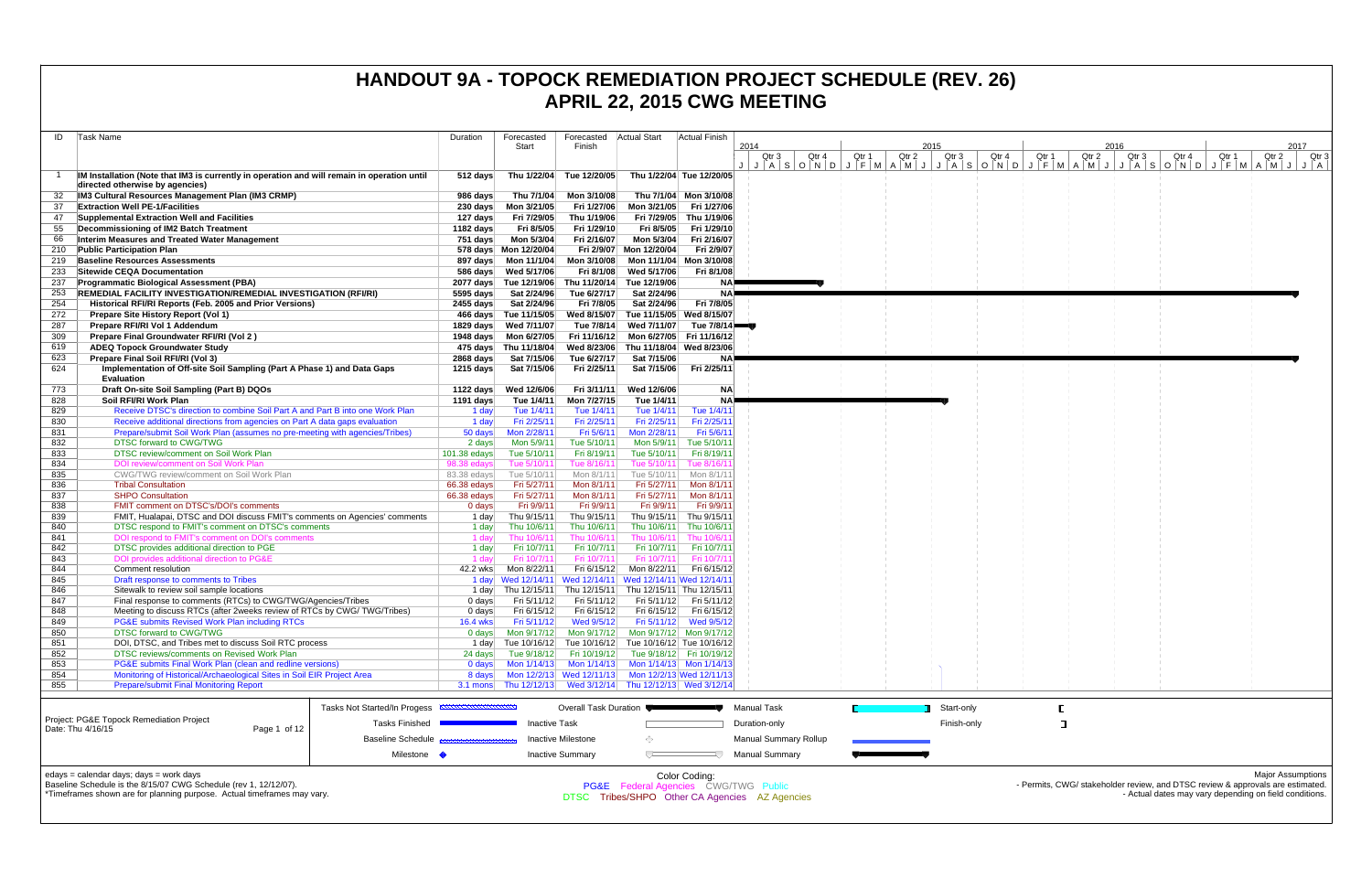# HANDOUT 9A - TOPOCK REMEDIATION PROJECT SCHEDULE (REV. 26)
## APRIL 22, 2015 CWG MEETING

| ID | Task Name | Duration | Forecasted Start | Forecasted Finish | Actual Start | Actual Finish |
|---|---|---|---|---|---|---|
| 1 | **IM Installation (Note that IM3 is currently in operation and will remain in operation until directed otherwise by agencies)** | **512 days** | **Thu 1/22/04** | **Tue 12/20/05** | **Thu 1/22/04** | **Tue 12/20/05** |
| 32 | **IM3 Cultural Resources Management Plan (IM3 CRMP)** | **986 days** | **Thu 7/1/04** | **Mon 3/10/08** | **Thu 7/1/04** | **Mon 3/10/08** |
| 37 | **Extraction Well PE-1/Facilities** | **230 days** | **Mon 3/21/05** | **Fri 1/27/06** | **Mon 3/21/05** | **Fri 1/27/06** |
| 47 | **Supplemental Extraction Well and Facilities** | **127 days** | **Fri 7/29/05** | **Thu 1/19/06** | **Fri 7/29/05** | **Thu 1/19/06** |
| 55 | **Decommissioning of IM2 Batch Treatment** | **1182 days** | **Fri 8/5/05** | **Fri 1/29/10** | **Fri 8/5/05** | **Fri 1/29/10** |
| 66 | **Interim Measures and Treated Water Management** | **751 days** | **Mon 5/3/04** | **Fri 2/16/07** | **Mon 5/3/04** | **Fri 2/16/07** |
| 210 | **Public Participation Plan** | **578 days** | **Mon 12/20/04** | **Fri 2/9/07** | **Mon 12/20/04** | **Fri 2/9/07** |
| 219 | **Baseline Resources Assessments** | **897 days** | **Mon 11/1/04** | **Mon 3/10/08** | **Mon 11/1/04** | **Mon 3/10/08** |
| 233 | **Sitewide CEQA Documentation** | **586 days** | **Wed 5/17/06** | **Fri 8/1/08** | **Wed 5/17/06** | **Fri 8/1/08** |
| 237 | **Programmatic Biological Assessment (PBA)** | **2077 days** | **Tue 12/19/06** | **Thu 11/20/14** | **Tue 12/19/06** | **NA** |
| 253 | **REMEDIAL FACILITY INVESTIGATION/REMEDIAL INVESTIGATION (RFI/RI)** | **5595 days** | **Sat 2/24/96** | **Tue 6/27/17** | **Sat 2/24/96** | **NA** |
| 254 | **Historical RFI/RI Reports (Feb. 2005 and Prior Versions)** | **2455 days** | **Sat 2/24/96** | **Fri 7/8/05** | **Sat 2/24/96** | **Fri 7/8/05** |
| 272 | **Prepare Site History Report (Vol 1)** | **466 days** | **Tue 11/15/05** | **Wed 8/15/07** | **Tue 11/15/05** | **Wed 8/15/07** |
| 287 | **Prepare RFI/RI Vol 1 Addendum** | **1829 days** | **Wed 7/11/07** | **Tue 7/8/14** | **Wed 7/11/07** | **Tue 7/8/14** |
| 309 | **Prepare Final Groundwater RFI/RI (Vol 2 )** | **1948 days** | **Mon 6/27/05** | **Fri 11/16/12** | **Mon 6/27/05** | **Fri 11/16/12** |
| 619 | **ADEQ Topock Groundwater Study** | **475 days** | **Thu 11/18/04** | **Wed 8/23/06** | **Thu 11/18/04** | **Wed 8/23/06** |
| 623 | **Prepare Final Soil RFI/RI (Vol 3)** | **2868 days** | **Sat 7/15/06** | **Tue 6/27/17** | **Sat 7/15/06** | **NA** |
| 624 | **Implementation of Off-site Soil Sampling (Part A Phase 1) and Data Gaps Evaluation** | **1215 days** | **Sat 7/15/06** | **Fri 2/25/11** | **Sat 7/15/06** | **Fri 2/25/11** |
| 773 | **Draft On-site Soil Sampling (Part B) DQOs** | **1122 days** | **Wed 12/6/06** | **Fri 3/11/11** | **Wed 12/6/06** | **NA** |
| 828 | **Soil RFI/RI Work Plan** | **1191 days** | **Tue 1/4/11** | **Mon 7/27/15** | **Tue 1/4/11** | **NA** |
| 829 | Receive DTSC's direction to combine Soil Part A and Part B into one Work Plan | 1 day | Tue 1/4/11 | Tue 1/4/11 | Tue 1/4/11 | Tue 1/4/11 |
| 830 | Receive additional directions from agencies on Part A data gaps evaluation | 1 day | Fri 2/25/11 | Fri 2/25/11 | Fri 2/25/11 | Fri 2/25/11 |
| 831 | Prepare/submit Soil Work Plan (assumes no pre-meeting with agencies/Tribes) | 50 days | Mon 2/28/11 | Fri 5/6/11 | Mon 2/28/11 | Fri 5/6/11 |
| 832 | DTSC forward to CWG/TWG | 2 days | Mon 5/9/11 | Tue 5/10/11 | Mon 5/9/11 | Tue 5/10/11 |
| 833 | DTSC review/comment on Soil Work Plan | 101.38 edays | Tue 5/10/11 | Fri 8/19/11 | Tue 5/10/11 | Fri 8/19/11 |
| 834 | DOI review/comment on Soil Work Plan | 98.38 edays | Tue 5/10/11 | Tue 8/16/11 | Tue 5/10/11 | Tue 8/16/11 |
| 835 | CWG/TWG review/comment on Soil Work Plan | 83.38 edays | Tue 5/10/11 | Mon 8/1/11 | Tue 5/10/11 | Mon 8/1/11 |
| 836 | Tribal Consultation | 66.38 edays | Fri 5/27/11 | Mon 8/1/11 | Fri 5/27/11 | Mon 8/1/11 |
| 837 | SHPO Consultation | 66.38 edays | Fri 5/27/11 | Mon 8/1/11 | Fri 5/27/11 | Mon 8/1/11 |
| 838 | FMIT comment on DTSC's/DOI's comments | 0 days | Fri 9/9/11 | Fri 9/9/11 | Fri 9/9/11 | Fri 9/9/11 |
| 839 | FMIT, Hualapai, DTSC and DOI discuss FMIT's comments on Agencies' comments | 1 day | Thu 9/15/11 | Thu 9/15/11 | Thu 9/15/11 | Thu 9/15/11 |
| 840 | DTSC respond to FMIT's comment on DTSC's comments | 1 day | Thu 10/6/11 | Thu 10/6/11 | Thu 10/6/11 | Thu 10/6/11 |
| 841 | DOI respond to FMIT's comment on DOI's comments | 1 day | Thu 10/6/11 | Thu 10/6/11 | Thu 10/6/11 | Thu 10/6/11 |
| 842 | DTSC provides additional direction to PGE | 1 day | Fri 10/7/11 | Fri 10/7/11 | Fri 10/7/11 | Fri 10/7/11 |
| 843 | DOI provides additional direction to PG&E | 1 day | Fri 10/7/11 | Fri 10/7/11 | Fri 10/7/11 | Fri 10/7/11 |
| 844 | Comment resolution | 42.2 wks | Mon 8/22/11 | Fri 6/15/12 | Mon 8/22/11 | Fri 6/15/12 |
| 845 | Draft response to comments to Tribes | 1 day | Wed 12/14/11 | Wed 12/14/11 | Wed 12/14/11 | Wed 12/14/11 |
| 846 | Sitewalk to review soil sample locations | 1 day | Thu 12/15/11 | Thu 12/15/11 | Thu 12/15/11 | Thu 12/15/11 |
| 847 | Final response to comments (RTCs) to CWG/TWG/Agencies/Tribes | 0 days | Fri 5/11/12 | Fri 5/11/12 | Fri 5/11/12 | Fri 5/11/12 |
| 848 | Meeting to discuss RTCs (after 2weeks review of RTCs by CWG/ TWG/Tribes) | 0 days | Fri 6/15/12 | Fri 6/15/12 | Fri 6/15/12 | Fri 6/15/12 |
| 849 | PG&E submits Revised Work Plan including RTCs | 16.4 wks | Fri 5/11/12 | Wed 9/5/12 | Fri 5/11/12 | Wed 9/5/12 |
| 850 | DTSC forward to CWG/TWG | 0 days | Mon 9/17/12 | Mon 9/17/12 | Mon 9/17/12 | Mon 9/17/12 |
| 851 | DOI, DTSC, and Tribes met to discuss Soil RTC process | 1 day | Tue 10/16/12 | Tue 10/16/12 | Tue 10/16/12 | Tue 10/16/12 |
| 852 | DTSC reviews/comments on Revised Work Plan | 24 days | Tue 9/18/12 | Fri 10/19/12 | Tue 9/18/12 | Fri 10/19/12 |
| 853 | PG&E submits Final Work Plan (clean and redline versions) | 0 days | Mon 1/14/13 | Mon 1/14/13 | Mon 1/14/13 | Mon 1/14/13 |
| 854 | Monitoring of Historical/Archaeological Sites in Soil EIR Project Area | 8 days | Mon 12/2/13 | Wed 12/11/13 | Mon 12/2/13 | Wed 12/11/13 |
| 855 | Prepare/submit Final Monitoring Report | 3.1 mons | Thu 12/12/13 | Wed 3/12/14 | Thu 12/12/13 | Wed 3/12/14 |

Project: PG&E Topock Remediation Project
Date: Thu 4/16/15

Legend: Tasks Not Started/In Progess; Tasks Finished; Baseline Schedule; Milestone; Overall Task Duration; Inactive Task; Inactive Milestone; Inactive Summary; Manual Task; Duration-only; Manual Summary Rollup; Manual Summary; Start-only; Finish-only

edays = calendar days; days = work days
Baseline Schedule is the 8/15/07 CWG Schedule (rev 1, 12/12/07).
*Timeframes shown are for planning purpose. Actual timeframes may vary.

Color Coding:
PG&E Federal Agencies CWG/TWG Public
DTSC Tribes/SHPO Other CA Agencies AZ Agencies

Major Assumptions
- Permits, CWG/ stakeholder review, and DTSC review & approvals are estimated.
- Actual dates may vary depending on field conditions.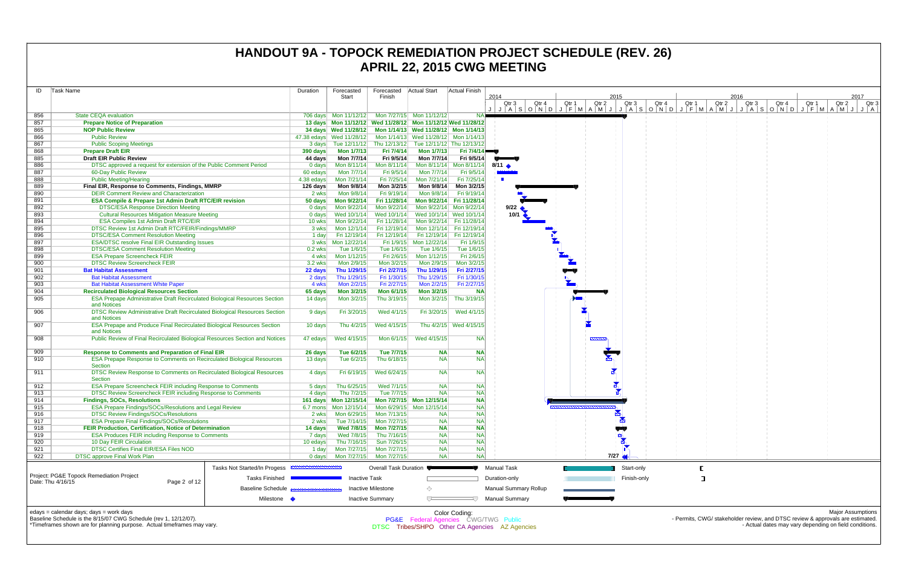# HANDOUT 9A - TOPOCK REMEDIATION PROJECT SCHEDULE (REV. 26)
## APRIL 22, 2015 CWG MEETING

| ID | Task Name | Duration | Forecasted Start | Forecasted Finish | Actual Start | Actual Finish |
|---|---|---|---|---|---|---|
| 856 | State CEQA evaluation | 706 days | Mon 11/12/12 | Mon 7/27/15 | Mon 11/12/12 | NA |
| 857 | **Prepare Notice of Preparation** | **13 days** | **Mon 11/12/12** | **Wed 11/28/12** | **Mon 11/12/12** | **Wed 11/28/12** |
| 865 | **NOP Public Review** | **34 days** | **Wed 11/28/12** | **Mon 1/14/13** | **Wed 11/28/12** | **Mon 1/14/13** |
| 866 | Public Review | 47.38 edays | Wed 11/28/12 | Mon 1/14/13 | Wed 11/28/12 | Mon 1/14/13 |
| 867 | Public Scoping Meetings | 3 days | Tue 12/11/12 | Thu 12/13/12 | Tue 12/11/12 | Thu 12/13/12 |
| 868 | **Prepare Draft EIR** | **390 days** | **Mon 1/7/13** | **Fri 7/4/14** | **Mon 1/7/13** | **Fri 7/4/14** |
| 885 | **Draft EIR Public Review** | **44 days** | **Mon 7/7/14** | **Fri 9/5/14** | **Mon 7/7/14** | **Fri 9/5/14** |
| 886 | DTSC approved a request for extension of the Public Comment Period | 0 days | Mon 8/11/14 | Mon 8/11/14 | Mon 8/11/14 | Mon 8/11/14 |
| 887 | 60-Day Public Review | 60 edays | Mon 7/7/14 | Fri 9/5/14 | Mon 7/7/14 | Fri 9/5/14 |
| 888 | Public Meeting/Hearing | 4.38 edays | Mon 7/21/14 | Fri 7/25/14 | Mon 7/21/14 | Fri 7/25/14 |
| 889 | **Final EIR, Response to Comments, Findings, MMRP** | **126 days** | **Mon 9/8/14** | **Mon 3/2/15** | **Mon 9/8/14** | **Mon 3/2/15** |
| 890 | DEIR Comment Review and Characterization | 2 wks | Mon 9/8/14 | Fri 9/19/14 | Mon 9/8/14 | Fri 9/19/14 |
| 891 | **ESA Compile & Prepare 1st Admin Draft RTC/EIR revision** | **50 days** | **Mon 9/22/14** | **Fri 11/28/14** | **Mon 9/22/14** | **Fri 11/28/14** |
| 892 | DTSC/ESA Response Direction Meeting | 0 days | Mon 9/22/14 | Mon 9/22/14 | Mon 9/22/14 | Mon 9/22/14 |
| 893 | Cultural Resources Mitigation Measure Meeting | 0 days | Wed 10/1/14 | Wed 10/1/14 | Wed 10/1/14 | Wed 10/1/14 |
| 894 | ESA Compiles 1st Admin Draft RTC/EIR | 10 wks | Mon 9/22/14 | Fri 11/28/14 | Mon 9/22/14 | Fri 11/28/14 |
| 895 | DTSC Review 1st Admin Draft RTC/FEIR/Findings/MMRP | 3 wks | Mon 12/1/14 | Fri 12/19/14 | Mon 12/1/14 | Fri 12/19/14 |
| 896 | DTSC/ESA Comment Resolution Meeting | 1 day | Fri 12/19/14 | Fri 12/19/14 | Fri 12/19/14 | Fri 12/19/14 |
| 897 | ESA/DTSC resolve Final EIR Outstanding Issues | 3 wks | Mon 12/22/14 | Fri 1/9/15 | Mon 12/22/14 | Fri 1/9/15 |
| 898 | DTSC/ESA Comment Resolution Meeting | 0.2 wks | Tue 1/6/15 | Tue 1/6/15 | Tue 1/6/15 | Tue 1/6/15 |
| 899 | ESA Prepare Screencheck FEIR | 4 wks | Mon 1/12/15 | Fri 2/6/15 | Mon 1/12/15 | Fri 2/6/15 |
| 900 | DTSC Review Screencheck FEIR | 3.2 wks | Mon 2/9/15 | Mon 3/2/15 | Mon 2/9/15 | Mon 3/2/15 |
| 901 | **Bat Habitat Assessment** | **22 days** | **Thu 1/29/15** | **Fri 2/27/15** | **Thu 1/29/15** | **Fri 2/27/15** |
| 902 | Bat Habitat Assessment | 2 days | Thu 1/29/15 | Fri 1/30/15 | Thu 1/29/15 | Fri 1/30/15 |
| 903 | Bat Habitat Assessment White Paper | 4 wks | Mon 2/2/15 | Fri 2/27/15 | Mon 2/2/15 | Fri 2/27/15 |
| 904 | **Recirculated Biological Resources Section** | **65 days** | **Mon 3/2/15** | **Mon 6/1/15** | **Mon 3/2/15** | **NA** |
| 905 | ESA Prepape Administrative Draft Recirculated Biological Resources Section and Notices | 14 days | Mon 3/2/15 | Thu 3/19/15 | Mon 3/2/15 | Thu 3/19/15 |
| 906 | DTSC Review Administrative Draft Recirculated Biological Resources Section and Notices | 9 days | Fri 3/20/15 | Wed 4/1/15 | Fri 3/20/15 | Wed 4/1/15 |
| 907 | ESA Prepape and Produce Final Recirculated Biological Resources Section and Notices | 10 days | Thu 4/2/15 | Wed 4/15/15 | Thu 4/2/15 | Wed 4/15/15 |
| 908 | Public Review of Final Recirculated Biological Resources Section and Notices | 47 edays | Wed 4/15/15 | Mon 6/1/15 | Wed 4/15/15 | NA |
| 909 | **Response to Comments and Preparation of Final EIR** | **26 days** | **Tue 6/2/15** | **Tue 7/7/15** | **NA** | **NA** |
| 910 | ESA Prepape Response to Comments on Recirculated Biological Resources Section | 13 days | Tue 6/2/15 | Thu 6/18/15 | NA | NA |
| 911 | DTSC Review Response to Comments on Recirculated Biological Resources Section | 4 days | Fri 6/19/15 | Wed 6/24/15 | NA | NA |
| 912 | ESA Prepare Screencheck FEIR including Response to Comments | 5 days | Thu 6/25/15 | Wed 7/1/15 | NA | NA |
| 913 | DTSC Review Screencheck FEIR including Response to Comments | 4 days | Thu 7/2/15 | Tue 7/7/15 | NA | NA |
| 914 | **Findings, SOCs, Resolutions** | **161 days** | **Mon 12/15/14** | **Mon 7/27/15** | **Mon 12/15/14** | **NA** |
| 915 | ESA Prepare Findings/SOCs/Resolutions and Legal Review | 6.7 mons | Mon 12/15/14 | Mon 6/29/15 | Mon 12/15/14 | NA |
| 916 | DTSC Review Findings/SOCs/Resolutions | 2 wks | Mon 6/29/15 | Mon 7/13/15 | NA | NA |
| 917 | ESA Prepare Final Findings/SOCs/Resolutions | 2 wks | Tue 7/14/15 | Mon 7/27/15 | NA | NA |
| 918 | **FEIR Production, Certification, Notice of Determination** | **14 days** | **Wed 7/8/15** | **Mon 7/27/15** | **NA** | **NA** |
| 919 | ESA Produces FEIR including Response to Comments | 7 days | Wed 7/8/15 | Thu 7/16/15 | NA | NA |
| 920 | 10 Day FEIR Circulation | 10 edays | Thu 7/16/15 | Sun 7/26/15 | NA | NA |
| 921 | DTSC Certifies Final EIR/ESA Files NOD | 1 day | Mon 7/27/15 | Mon 7/27/15 | NA | NA |
| 922 | DTSC approve Final Work Plan | 0 days | Mon 7/27/15 | Mon 7/27/15 | NA | NA |

Project: PG&E Topock Remediation Project
Date: Thu 4/16/15

Legend: Tasks Not Started/In Progess; Tasks Finished; Baseline Schedule; Milestone; Overall Task Duration; Inactive Task; Inactive Milestone; Inactive Summary; Manual Task; Duration-only; Manual Summary Rollup; Manual Summary; Start-only; Finish-only

edays = calendar days; days = work days
Baseline Schedule is the 8/15/07 CWG Schedule (rev 1, 12/12/07).
*Timeframes shown are for planning purpose. Actual timeframes may vary.

Color Coding:
PG&E Federal Agencies CWG/TWG Public
DTSC Tribes/SHPO Other CA Agencies AZ Agencies

Major Assumptions
- Permits, CWG/ stakeholder review, and DTSC review & approvals are estimated.
- Actual dates may vary depending on field conditions.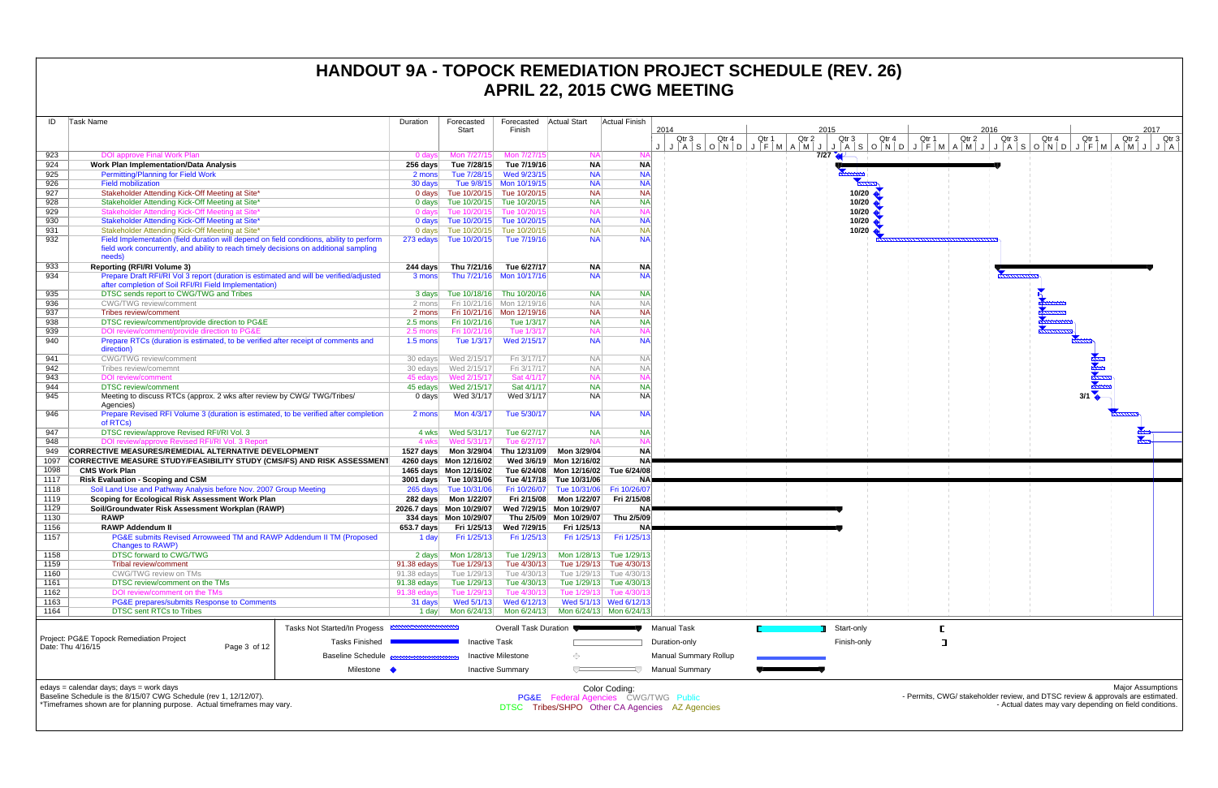# HANDOUT 9A - TOPOCK REMEDIATION PROJECT SCHEDULE (REV. 26)
## APRIL 22, 2015 CWG MEETING

| ID | Task Name | Duration | Forecasted Start | Forecasted Finish | Actual Start | Actual Finish |
|---|---|---|---|---|---|---|
| 923 | DOI approve Final Work Plan | 0 days | Mon 7/27/15 | Mon 7/27/15 | NA | NA |
| 924 | **Work Plan Implementation/Data Analysis** | **256 days** | **Tue 7/28/15** | **Tue 7/19/16** | **NA** | **NA** |
| 925 | Permitting/Planning for Field Work | 2 mons | Tue 7/28/15 | Wed 9/23/15 | NA | NA |
| 926 | Field mobilization | 30 days | Tue 9/8/15 | Mon 10/19/15 | NA | NA |
| 927 | Stakeholder Attending Kick-Off Meeting at Site* | 0 days | Tue 10/20/15 | Tue 10/20/15 | NA | NA |
| 928 | Stakeholder Attending Kick-Off Meeting at Site* | 0 days | Tue 10/20/15 | Tue 10/20/15 | NA | NA |
| 929 | Stakeholder Attending Kick-Off Meeting at Site* | 0 days | Tue 10/20/15 | Tue 10/20/15 | NA | NA |
| 930 | Stakeholder Attending Kick-Off Meeting at Site* | 0 days | Tue 10/20/15 | Tue 10/20/15 | NA | NA |
| 931 | Stakeholder Attending Kick-Off Meeting at Site* | 0 days | Tue 10/20/15 | Tue 10/20/15 | NA | NA |
| 932 | Field Implementation (field duration will depend on field conditions, ability to perform field work concurrently, and ability to reach timely decisions on additional sampling needs) | 273 edays | Tue 10/20/15 | Tue 7/19/16 | NA | NA |
| 933 | **Reporting (RFI/RI Volume 3)** | **244 days** | **Thu 7/21/16** | **Tue 6/27/17** | **NA** | **NA** |
| 934 | Prepare Draft RFI/RI Vol 3 report (duration is estimated and will be verified/adjusted after completion of Soil RFI/RI Field Implementation) | 3 mons | Thu 7/21/16 | Mon 10/17/16 | NA | NA |
| 935 | DTSC sends report to CWG/TWG and Tribes | 3 days | Tue 10/18/16 | Thu 10/20/16 | NA | NA |
| 936 | CWG/TWG review/comment | 2 mons | Fri 10/21/16 | Mon 12/19/16 | NA | NA |
| 937 | Tribes review/comment | 2 mons | Fri 10/21/16 | Mon 12/19/16 | NA | NA |
| 938 | DTSC review/comment/provide direction to PG&E | 2.5 mons | Fri 10/21/16 | Tue 1/3/17 | NA | NA |
| 939 | DOI review/comment/provide direction to PG&E | 2.5 mons | Fri 10/21/16 | Tue 1/3/17 | NA | NA |
| 940 | Prepare RTCs (duration is estimated, to be verified after receipt of comments and direction) | 1.5 mons | Tue 1/3/17 | Wed 2/15/17 | NA | NA |
| 941 | CWG/TWG review/comment | 30 edays | Wed 2/15/17 | Fri 3/17/17 | NA | NA |
| 942 | Tribes review/comemnt | 30 edays | Wed 2/15/17 | Fri 3/17/17 | NA | NA |
| 943 | DOI review/comment | 45 edays | Wed 2/15/17 | Sat 4/1/17 | NA | NA |
| 944 | DTSC review/comment | 45 edays | Wed 2/15/17 | Sat 4/1/17 | NA | NA |
| 945 | Meeting to discuss RTCs (approx. 2 wks after review by CWG/ TWG/Tribes/ Agencies) | 0 days | Wed 3/1/17 | Wed 3/1/17 | NA | NA |
| 946 | Prepare Revised RFI Volume 3 (duration is estimated, to be verified after completion of RTCs) | 2 mons | Mon 4/3/17 | Tue 5/30/17 | NA | NA |
| 947 | DTSC review/approve Revised RFI/RI Vol. 3 | 4 wks | Wed 5/31/17 | Tue 6/27/17 | NA | NA |
| 948 | DOI review/approve Revised RFI/RI Vol. 3 Report | 4 wks | Wed 5/31/17 | Tue 6/27/17 | NA | NA |
| 949 | **CORRECTIVE MEASURES/REMEDIAL ALTERNATIVE DEVELOPMENT** | **1527 days** | **Mon 3/29/04** | **Thu 12/31/09** | **Mon 3/29/04** | **NA** |
| 1097 | **CORRECTIVE MEASURE STUDY/FEASIBILITY STUDY (CMS/FS) AND RISK ASSESSMENT** | **4260 days** | **Mon 12/16/02** | **Wed 3/6/19** | **Mon 12/16/02** | **NA** |
| 1098 | **CMS Work Plan** | **1465 days** | **Mon 12/16/02** | **Tue 6/24/08** | **Mon 12/16/02** | **Tue 6/24/08** |
| 1117 | **Risk Evaluation - Scoping and CSM** | **3001 days** | **Tue 10/31/06** | **Tue 4/17/18** | **Tue 10/31/06** | **NA** |
| 1118 | Soil Land Use and Pathway Analysis before Nov. 2007 Group Meeting | 265 days | Tue 10/31/06 | Fri 10/26/07 | Tue 10/31/06 | Fri 10/26/07 |
| 1119 | **Scoping for Ecological Risk Assessment Work Plan** | **282 days** | **Mon 1/22/07** | **Fri 2/15/08** | **Mon 1/22/07** | **Fri 2/15/08** |
| 1129 | **Soil/Groundwater Risk Assessment Workplan (RAWP)** | **2026.7 days** | **Mon 10/29/07** | **Wed 7/29/15** | **Mon 10/29/07** | **NA** |
| 1130 | **RAWP** | **334 days** | **Mon 10/29/07** | **Thu 2/5/09** | **Mon 10/29/07** | **Thu 2/5/09** |
| 1156 | **RAWP Addendum II** | **653.7 days** | **Fri 1/25/13** | **Wed 7/29/15** | **Fri 1/25/13** | **NA** |
| 1157 | PG&E submits Revised Arrowweed TM and RAWP Addendum II TM (Proposed Changes to RAWP) | 1 day | Fri 1/25/13 | Fri 1/25/13 | Fri 1/25/13 | Fri 1/25/13 |
| 1158 | DTSC forward to CWG/TWG | 2 days | Mon 1/28/13 | Tue 1/29/13 | Mon 1/28/13 | Tue 1/29/13 |
| 1159 | Tribal review/comment | 91.38 edays | Tue 1/29/13 | Tue 4/30/13 | Tue 1/29/13 | Tue 4/30/13 |
| 1160 | CWG/TWG review on TMs | 91.38 edays | Tue 1/29/13 | Tue 4/30/13 | Tue 1/29/13 | Tue 4/30/13 |
| 1161 | DTSC review/comment on the TMs | 91.38 edays | Tue 1/29/13 | Tue 4/30/13 | Tue 1/29/13 | Tue 4/30/13 |
| 1162 | DOI review/comment on the TMs | 91.38 edays | Tue 1/29/13 | Tue 4/30/13 | Tue 1/29/13 | Tue 4/30/13 |
| 1163 | PG&E prepares/submits Response to Comments | 31 days | Wed 5/1/13 | Wed 6/12/13 | Wed 5/1/13 | Wed 6/12/13 |
| 1164 | DTSC sent RTCs to Tribes | 1 day | Mon 6/24/13 | Mon 6/24/13 | Mon 6/24/13 | Mon 6/24/13 |

Project: PG&E Topock Remediation Project
Date: Thu 4/16/15

Legend: Tasks Not Started/In Progess; Tasks Finished; Baseline Schedule; Milestone; Overall Task Duration; Inactive Task; Inactive Milestone; Inactive Summary; Manual Task; Duration-only; Manual Summary Rollup; Manual Summary; Start-only; Finish-only

edays = calendar days; days = work days
Baseline Schedule is the 8/15/07 CWG Schedule (rev 1, 12/12/07).
*Timeframes shown are for planning purpose. Actual timeframes may vary.

Color Coding:
PG&E  Federal Agencies  CWG/TWG  Public
DTSC  Tribes/SHPO  Other CA Agencies  AZ Agencies

Major Assumptions
- Permits, CWG/ stakeholder review, and DTSC review & approvals are estimated.
- Actual dates may vary depending on field conditions.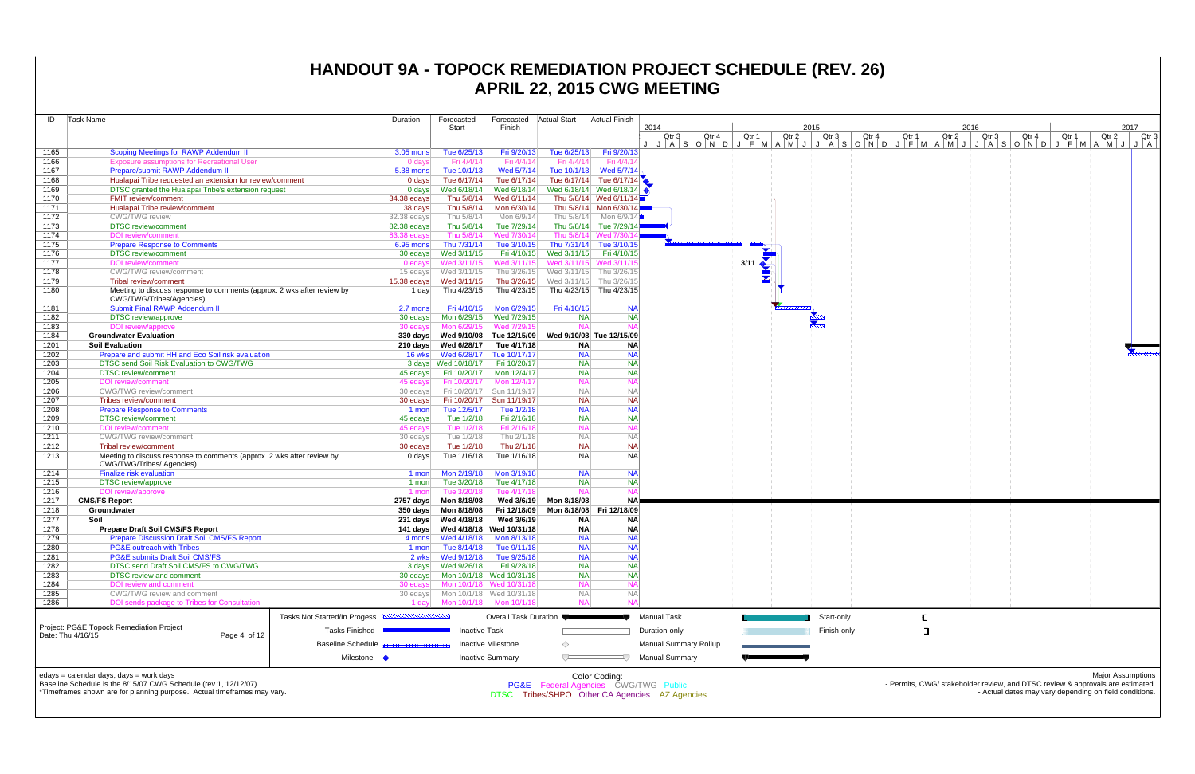# HANDOUT 9A - TOPOCK REMEDIATION PROJECT SCHEDULE (REV. 26)
## APRIL 22, 2015 CWG MEETING

| ID | Task Name | Duration | Forecasted Start | Forecasted Finish | Actual Start | Actual Finish |
|---|---|---|---|---|---|---|
| 1165 | Scoping Meetings for RAWP Addendum II | 3.05 mons | Tue 6/25/13 | Fri 9/20/13 | Tue 6/25/13 | Fri 9/20/13 |
| 1166 | Exposure assumptions for Recreational User | 0 days | Fri 4/4/14 | Fri 4/4/14 | Fri 4/4/14 | Fri 4/4/14 |
| 1167 | Prepare/submit RAWP Addendum II | 5.38 mons | Tue 10/1/13 | Wed 5/7/14 | Tue 10/1/13 | Wed 5/7/14 |
| 1168 | Hualapai Tribe requested an extension for review/comment | 0 days | Tue 6/17/14 | Tue 6/17/14 | Tue 6/17/14 | Tue 6/17/14 |
| 1169 | DTSC granted the Hualapai Tribe's extension request | 0 days | Wed 6/18/14 | Wed 6/18/14 | Wed 6/18/14 | Wed 6/18/14 |
| 1170 | FMIT review/comment | 34.38 edays | Thu 5/8/14 | Wed 6/11/14 | Thu 5/8/14 | Wed 6/11/14 |
| 1171 | Hualapai Tribe review/comment | 38 days | Thu 5/8/14 | Mon 6/30/14 | Thu 5/8/14 | Mon 6/30/14 |
| 1172 | CWG/TWG review | 32.38 edays | Thu 5/8/14 | Mon 6/9/14 | Thu 5/8/14 | Mon 6/9/14 |
| 1173 | DTSC review/comment | 82.38 edays | Thu 5/8/14 | Tue 7/29/14 | Thu 5/8/14 | Tue 7/29/14 |
| 1174 | DOI review/comment | 83.38 edays | Thu 5/8/14 | Wed 7/30/14 | Thu 5/8/14 | Wed 7/30/14 |
| 1175 | Prepare Response to Comments | 6.95 mons | Thu 7/31/14 | Tue 3/10/15 | Thu 7/31/14 | Tue 3/10/15 |
| 1176 | DTSC review/comment | 30 edays | Wed 3/11/15 | Fri 4/10/15 | Wed 3/11/15 | Fri 4/10/15 |
| 1177 | DOI review/comment | 0 edays | Wed 3/11/15 | Wed 3/11/15 | Wed 3/11/15 | Wed 3/11/15 |
| 1178 | CWG/TWG review/comment | 15 edays | Wed 3/11/15 | Thu 3/26/15 | Wed 3/11/15 | Thu 3/26/15 |
| 1179 | Tribal review/comment | 15.38 edays | Wed 3/11/15 | Thu 3/26/15 | Wed 3/11/15 | Thu 3/26/15 |
| 1180 | Meeting to discuss response to comments (approx. 2 wks after review by CWG/TWG/Tribes/Agencies) | 1 day | Thu 4/23/15 | Thu 4/23/15 | Thu 4/23/15 | Thu 4/23/15 |
| 1181 | Submit Final RAWP Addendum II | 2.7 mons | Fri 4/10/15 | Mon 6/29/15 | Fri 4/10/15 | NA |
| 1182 | DTSC review/approve | 30 edays | Mon 6/29/15 | Wed 7/29/15 | NA | NA |
| 1183 | DOI review/approve | 30 edays | Mon 6/29/15 | Wed 7/29/15 | NA | NA |
| 1184 | **Groundwater Evaluation** | **330 days** | **Wed 9/10/08** | **Tue 12/15/09** | **Wed 9/10/08** | **Tue 12/15/09** |
| 1201 | **Soil Evaluation** | **210 days** | **Wed 6/28/17** | **Tue 4/17/18** | **NA** | **NA** |
| 1202 | Prepare and submit HH and Eco Soil risk evaluation | 16 wks | Wed 6/28/17 | Tue 10/17/17 | NA | NA |
| 1203 | DTSC send Soil Risk Evaluation to CWG/TWG | 3 days | Wed 10/18/17 | Fri 10/20/17 | NA | NA |
| 1204 | DTSC review/comment | 45 edays | Fri 10/20/17 | Mon 12/4/17 | NA | NA |
| 1205 | DOI review/comment | 45 edays | Fri 10/20/17 | Mon 12/4/17 | NA | NA |
| 1206 | CWG/TWG review/comment | 30 edays | Fri 10/20/17 | Sun 11/19/17 | NA | NA |
| 1207 | Tribes review/comment | 30 edays | Fri 10/20/17 | Sun 11/19/17 | NA | NA |
| 1208 | Prepare Response to Comments | 1 mon | Tue 12/5/17 | Tue 1/2/18 | NA | NA |
| 1209 | DTSC review/comment | 45 edays | Tue 1/2/18 | Fri 2/16/18 | NA | NA |
| 1210 | DOI review/comment | 45 edays | Tue 1/2/18 | Fri 2/16/18 | NA | NA |
| 1211 | CWG/TWG review/comment | 30 edays | Tue 1/2/18 | Thu 2/1/18 | NA | NA |
| 1212 | Tribal review/comment | 30 edays | Tue 1/2/18 | Thu 2/1/18 | NA | NA |
| 1213 | Meeting to discuss response to comments (approx. 2 wks after review by CWG/TWG/Tribes/ Agencies) | 0 days | Tue 1/16/18 | Tue 1/16/18 | NA | NA |
| 1214 | Finalize risk evaluation | 1 mon | Mon 2/19/18 | Mon 3/19/18 | NA | NA |
| 1215 | DTSC review/approve | 1 mon | Tue 3/20/18 | Tue 4/17/18 | NA | NA |
| 1216 | DOI review/approve | 1 mon | Tue 3/20/18 | Tue 4/17/18 | NA | NA |
| 1217 | **CMS/FS Report** | **2757 days** | **Mon 8/18/08** | **Wed 3/6/19** | **Mon 8/18/08** | **NA** |
| 1218 | **Groundwater** | **350 days** | **Mon 8/18/08** | **Fri 12/18/09** | **Mon 8/18/08** | **Fri 12/18/09** |
| 1277 | **Soil** | **231 days** | **Wed 4/18/18** | **Wed 3/6/19** | **NA** | **NA** |
| 1278 | **Prepare Draft Soil CMS/FS Report** | **141 days** | **Wed 4/18/18** | **Wed 10/31/18** | **NA** | **NA** |
| 1279 | Prepare Discussion Draft Soil CMS/FS Report | 4 mons | Wed 4/18/18 | Mon 8/13/18 | NA | NA |
| 1280 | PG&E outreach with Tribes | 1 mon | Tue 8/14/18 | Tue 9/11/18 | NA | NA |
| 1281 | PG&E submits Draft Soil CMS/FS | 2 wks | Wed 9/12/18 | Tue 9/25/18 | NA | NA |
| 1282 | DTSC send Draft Soil CMS/FS to CWG/TWG | 3 days | Wed 9/26/18 | Fri 9/28/18 | NA | NA |
| 1283 | DTSC review and comment | 30 edays | Mon 10/1/18 | Wed 10/31/18 | NA | NA |
| 1284 | DOI review and comment | 30 edays | Mon 10/1/18 | Wed 10/31/18 | NA | NA |
| 1285 | CWG/TWG review and comment | 30 edays | Mon 10/1/18 | Wed 10/31/18 | NA | NA |
| 1286 | DOI sends package to Tribes for Consultation | 1 day | Mon 10/1/18 | Mon 10/1/18 | NA | NA |

Project: PG&E Topock Remediation Project
Date: Thu 4/16/15

Legend: Tasks Not Started/In Progess; Tasks Finished; Baseline Schedule; Milestone; Overall Task Duration; Inactive Task; Inactive Milestone; Inactive Summary; Manual Task; Duration-only; Manual Summary Rollup; Manual Summary; Start-only; Finish-only

edays = calendar days; days = work days
Baseline Schedule is the 8/15/07 CWG Schedule (rev 1, 12/12/07).
*Timeframes shown are for planning purpose. Actual timeframes may vary.

Color Coding:
PG&E Federal Agencies CWG/TWG Public
DTSC Tribes/SHPO Other CA Agencies AZ Agencies

Major Assumptions
- Permits, CWG/ stakeholder review, and DTSC review & approvals are estimated.
- Actual dates may vary depending on field conditions.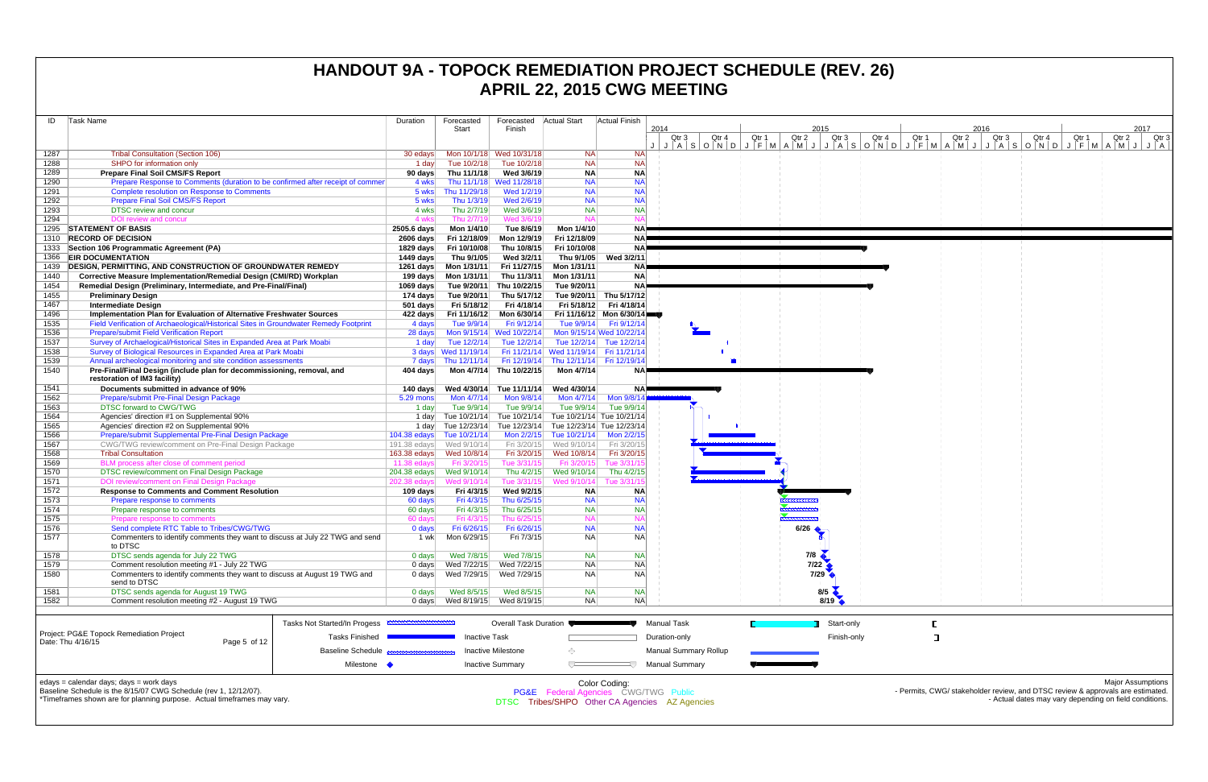# HANDOUT 9A - TOPOCK REMEDIATION PROJECT SCHEDULE (REV. 26)
# APRIL 22, 2015 CWG MEETING

| ID | Task Name | Duration | Forecasted Start | Forecasted Finish | Actual Start | Actual Finish |
|---|---|---|---|---|---|---|
| 1287 | Tribal Consultation (Section 106) | 30 edays | Mon 10/1/18 | Wed 10/31/18 | NA | NA |
| 1288 | SHPO for information only | 1 day | Tue 10/2/18 | Tue 10/2/18 | NA | NA |
| 1289 | **Prepare Final Soil CMS/FS Report** | **90 days** | **Thu 11/1/18** | **Wed 3/6/19** | **NA** | **NA** |
| 1290 | Prepare Response to Comments (duration to be confirmed after receipt of commer | 4 wks | Thu 11/1/18 | Wed 11/28/18 | NA | NA |
| 1291 | Complete resolution on Response to Comments | 5 wks | Thu 11/29/18 | Wed 1/2/19 | NA | NA |
| 1292 | Prepare Final Soil CMS/FS Report | 5 wks | Thu 1/3/19 | Wed 2/6/19 | NA | NA |
| 1293 | DTSC review and concur | 4 wks | Thu 2/7/19 | Wed 3/6/19 | NA | NA |
| 1294 | DOI review and concur | 4 wks | Thu 2/7/19 | Wed 3/6/19 | NA | NA |
| 1295 | **STATEMENT OF BASIS** | **2505.6 days** | **Mon 1/4/10** | **Tue 8/6/19** | **Mon 1/4/10** | **NA** |
| 1310 | **RECORD OF DECISION** | **2606 days** | **Fri 12/18/09** | **Mon 12/9/19** | **Fri 12/18/09** | **NA** |
| 1333 | **Section 106 Programmatic Agreement (PA)** | **1829 days** | **Fri 10/10/08** | **Thu 10/8/15** | **Fri 10/10/08** | **NA** |
| 1366 | **EIR DOCUMENTATION** | **1449 days** | **Thu 9/1/05** | **Wed 3/2/11** | **Thu 9/1/05** | **Wed 3/2/11** |
| 1439 | **DESIGN, PERMITTING, AND CONSTRUCTION OF GROUNDWATER REMEDY** | **1261 days** | **Mon 1/31/11** | **Fri 11/27/15** | **Mon 1/31/11** | **NA** |
| 1440 | **Corrective Measure Implementation/Remedial Design (CMI/RD) Workplan** | **199 days** | **Mon 1/31/11** | **Thu 11/3/11** | **Mon 1/31/11** | **NA** |
| 1454 | **Remedial Design (Preliminary, Intermediate, and Pre-Final/Final)** | **1069 days** | **Tue 9/20/11** | **Thu 10/22/15** | **Tue 9/20/11** | **NA** |
| 1455 | **Preliminary Design** | **174 days** | **Tue 9/20/11** | **Thu 5/17/12** | **Tue 9/20/11** | **Thu 5/17/12** |
| 1467 | **Intermediate Design** | **501 days** | **Fri 5/18/12** | **Fri 4/18/14** | **Fri 5/18/12** | **Fri 4/18/14** |
| 1496 | **Implementation Plan for Evaluation of Alternative Freshwater Sources** | **422 days** | **Fri 11/16/12** | **Mon 6/30/14** | **Fri 11/16/12** | **Mon 6/30/14** |
| 1535 | Field Verification of Archaeological/Historical Sites in Groundwater Remedy Footprint | 4 days | Tue 9/9/14 | Fri 9/12/14 | Tue 9/9/14 | Fri 9/12/14 |
| 1536 | Prepare/submit Field Verification Report | 28 days | Mon 9/15/14 | Wed 10/22/14 | Mon 9/15/14 | Wed 10/22/14 |
| 1537 | Survey of Archaeological/Historical Sites in Expanded Area at Park Moabi | 1 day | Tue 12/2/14 | Tue 12/2/14 | Tue 12/2/14 | Tue 12/2/14 |
| 1538 | Survey of Biological Resources in Expanded Area at Park Moabi | 3 days | Wed 11/19/14 | Fri 11/21/14 | Wed 11/19/14 | Fri 11/21/14 |
| 1539 | Annual archeological monitoring and site condition assessments | 7 days | Thu 12/11/14 | Fri 12/19/14 | Thu 12/11/14 | Fri 12/19/14 |
| 1540 | **Pre-Final/Final Design (include plan for decommissioning, removal, and restoration of IM3 facility)** | **404 days** | **Mon 4/7/14** | **Thu 10/22/15** | **Mon 4/7/14** | **NA** |
| 1541 | **Documents submitted in advance of 90%** | **140 days** | **Wed 4/30/14** | **Tue 11/11/14** | **Wed 4/30/14** | **NA** |
| 1562 | Prepare/submit Pre-Final Design Package | 5.29 mons | Mon 4/7/14 | Mon 9/8/14 | Mon 4/7/14 | Mon 9/8/14 |
| 1563 | DTSC forward to CWG/TWG | 1 day | Tue 9/9/14 | Tue 9/9/14 | Tue 9/9/14 | Tue 9/9/14 |
| 1564 | Agencies' direction #1 on Supplemental 90% | 1 day | Tue 10/21/14 | Tue 10/21/14 | Tue 10/21/14 | Tue 10/21/14 |
| 1565 | Agencies' direction #2 on Supplemental 90% | 1 day | Tue 12/23/14 | Tue 12/23/14 | Tue 12/23/14 | Tue 12/23/14 |
| 1566 | Prepare/submit Supplemental Pre-Final Design Package | 104.38 edays | Tue 10/21/14 | Mon 2/2/15 | Tue 10/21/14 | Mon 2/2/15 |
| 1567 | CWG/TWG review/comment on Pre-Final Design Package | 191.38 edays | Wed 9/10/14 | Fri 3/20/15 | Wed 9/10/14 | Fri 3/20/15 |
| 1568 | Tribal Consultation | 163.38 edays | Wed 10/8/14 | Fri 3/20/15 | Wed 10/8/14 | Fri 3/20/15 |
| 1569 | BLM process after close of comment period | 11.38 edays | Fri 3/20/15 | Tue 3/31/15 | Fri 3/20/15 | Tue 3/31/15 |
| 1570 | DTSC review/comment on Final Design Package | 204.38 edays | Wed 9/10/14 | Thu 4/2/15 | Wed 9/10/14 | Thu 4/2/15 |
| 1571 | DOI review/comment on Final Design Package | 202.38 edays | Wed 9/10/14 | Tue 3/31/15 | Wed 9/10/14 | Tue 3/31/15 |
| 1572 | **Response to Comments and Comment Resolution** | **109 days** | **Fri 4/3/15** | **Wed 9/2/15** | **NA** | **NA** |
| 1573 | Prepare response to comments | 60 days | Fri 4/3/15 | Thu 6/25/15 | NA | NA |
| 1574 | Prepare response to comments | 60 days | Fri 4/3/15 | Thu 6/25/15 | NA | NA |
| 1575 | Prepare response to comments | 60 days | Fri 4/3/15 | Thu 6/25/15 | NA | NA |
| 1576 | Send complete RTC Table to Tribes/CWG/TWG | 0 days | Fri 6/26/15 | Fri 6/26/15 | NA | NA |
| 1577 | Commenters to identify comments they want to discuss at July 22 TWG and send to DTSC | 1 wk | Mon 6/29/15 | Fri 7/3/15 | NA | NA |
| 1578 | DTSC sends agenda for July 22 TWG | 0 days | Wed 7/8/15 | Wed 7/8/15 | NA | NA |
| 1579 | Comment resolution meeting #1 - July 22 TWG | 0 days | Wed 7/22/15 | Wed 7/22/15 | NA | NA |
| 1580 | Commenters to identify comments they want to discuss at August 19 TWG and send to DTSC | 0 days | Wed 7/29/15 | Wed 7/29/15 | NA | NA |
| 1581 | DTSC sends agenda for August 19 TWG | 0 days | Wed 8/5/15 | Wed 8/5/15 | NA | NA |
| 1582 | Comment resolution meeting #2 - August 19 TWG | 0 days | Wed 8/19/15 | Wed 8/19/15 | NA | NA |

Project: PG&E Topock Remediation Project
Date: Thu 4/16/15

Legend: Tasks Not Started/In Progess; Tasks Finished; Baseline Schedule; Milestone; Overall Task Duration; Inactive Task; Inactive Milestone; Inactive Summary; Manual Task; Duration-only; Manual Summary Rollup; Manual Summary; Start-only; Finish-only

edays = calendar days; days = work days
Baseline Schedule is the 8/15/07 CWG Schedule (rev 1, 12/12/07).
*Timeframes shown are for planning purpose. Actual timeframes may vary.

Color Coding:
PG&E Federal Agencies CWG/TWG Public
DTSC Tribes/SHPO Other CA Agencies AZ Agencies

Major Assumptions
- Permits, CWG/ stakeholder review, and DTSC review & approvals are estimated.
- Actual dates may vary depending on field conditions.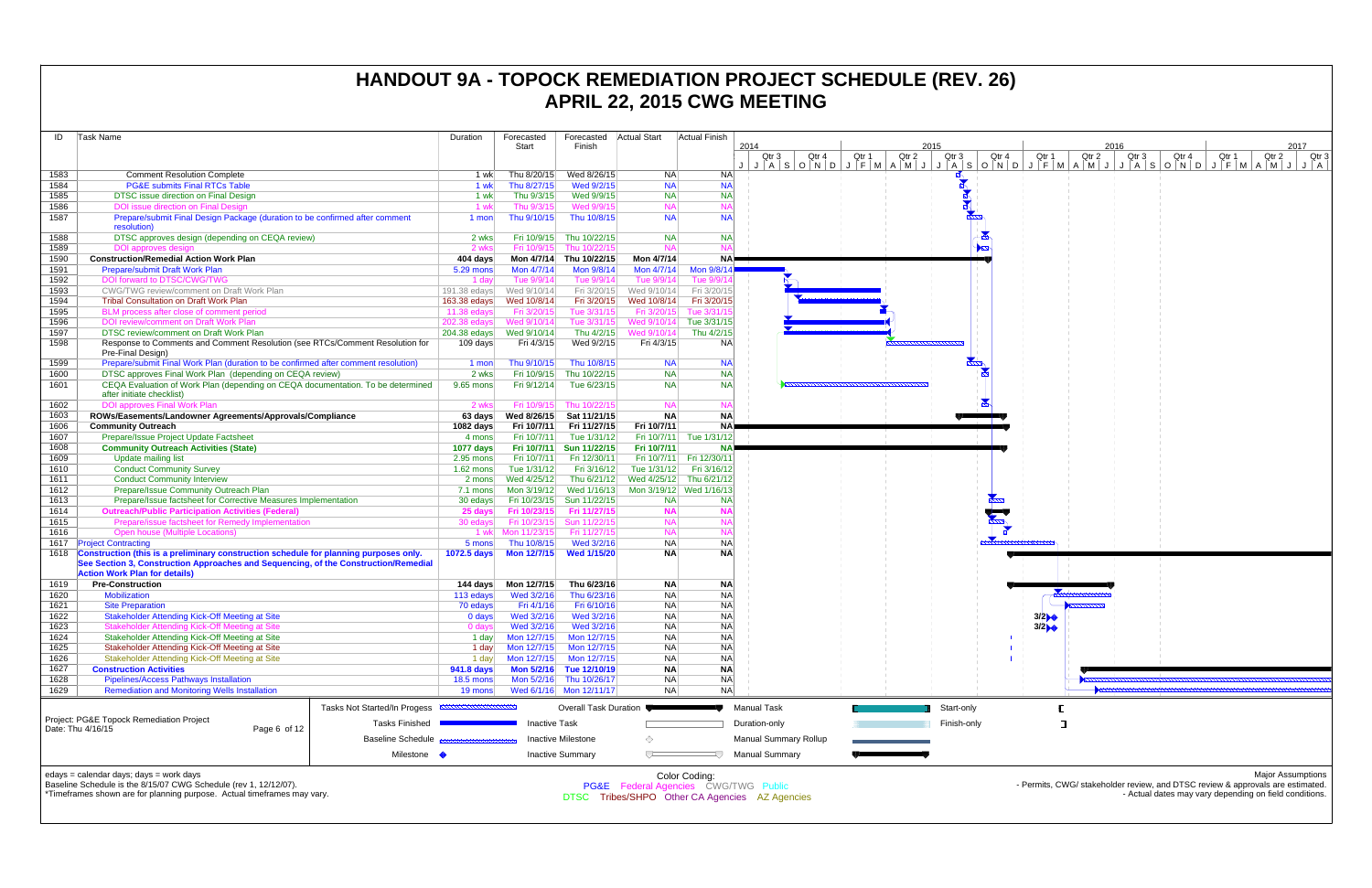# HANDOUT 9A - TOPOCK REMEDIATION PROJECT SCHEDULE (REV. 26)
## APRIL 22, 2015 CWG MEETING

| ID | Task Name | Duration | Forecasted Start | Forecasted Finish | Actual Start | Actual Finish |
|---|---|---|---|---|---|---|
| 1583 | Comment Resolution Complete | 1 wk | Thu 8/20/15 | Wed 8/26/15 | NA | NA |
| 1584 | PG&E submits Final RTCs Table | 1 wk | Thu 8/27/15 | Wed 9/2/15 | NA | NA |
| 1585 | DTSC issue direction on Final Design | 1 wk | Thu 9/3/15 | Wed 9/9/15 | NA | NA |
| 1586 | DOI issue direction on Final Design | 1 wk | Thu 9/3/15 | Wed 9/9/15 | NA | NA |
| 1587 | Prepare/submit Final Design Package (duration to be confirmed after comment resolution) | 1 mon | Thu 9/10/15 | Thu 10/8/15 | NA | NA |
| 1588 | DTSC approves design (depending on CEQA review) | 2 wks | Fri 10/9/15 | Thu 10/22/15 | NA | NA |
| 1589 | DOI approves design | 2 wks | Fri 10/9/15 | Thu 10/22/15 | NA | NA |
| 1590 | **Construction/Remedial Action Work Plan** | **404 days** | **Mon 4/7/14** | **Thu 10/22/15** | **Mon 4/7/14** | **NA** |
| 1591 | Prepare/submit Draft Work Plan | 5.29 mons | Mon 4/7/14 | Mon 9/8/14 | Mon 4/7/14 | Mon 9/8/14 |
| 1592 | DOI forward to DTSC/CWG/TWG | 1 day | Tue 9/9/14 | Tue 9/9/14 | Tue 9/9/14 | Tue 9/9/14 |
| 1593 | CWG/TWG review/comment on Draft Work Plan | 191.38 edays | Wed 9/10/14 | Fri 3/20/15 | Wed 9/10/14 | Fri 3/20/15 |
| 1594 | Tribal Consultation on Draft Work Plan | 163.38 edays | Wed 10/8/14 | Fri 3/20/15 | Wed 10/8/14 | Fri 3/20/15 |
| 1595 | BLM process after close of comment period | 11.38 edays | Fri 3/20/15 | Tue 3/31/15 | Fri 3/20/15 | Tue 3/31/15 |
| 1596 | DOI review/comment on Draft Work Plan | 202.38 edays | Wed 9/10/14 | Tue 3/31/15 | Wed 9/10/14 | Tue 3/31/15 |
| 1597 | DTSC review/comment on Draft Work Plan | 204.38 edays | Wed 9/10/14 | Thu 4/2/15 | Wed 9/10/14 | Thu 4/2/15 |
| 1598 | Response to Comments and Comment Resolution (see RTCs/Comment Resolution for Pre-Final Design) | 109 days | Fri 4/3/15 | Wed 9/2/15 | Fri 4/3/15 | NA |
| 1599 | Prepare/submit Final Work Plan (duration to be confirmed after comment resolution) | 1 mon | Thu 9/10/15 | Thu 10/8/15 | NA | NA |
| 1600 | DTSC approves Final Work Plan (depending on CEQA review) | 2 wks | Fri 10/9/15 | Thu 10/22/15 | NA | NA |
| 1601 | CEQA Evaluation of Work Plan (depending on CEQA documentation. To be determined after initiate checklist) | 9.65 mons | Fri 9/12/14 | Tue 6/23/15 | NA | NA |
| 1602 | DOI approves Final Work Plan | 2 wks | Fri 10/9/15 | Thu 10/22/15 | NA | NA |
| 1603 | **ROWs/Easements/Landowner Agreements/Approvals/Compliance** | **63 days** | **Wed 8/26/15** | **Sat 11/21/15** | **NA** | **NA** |
| 1606 | **Community Outreach** | **1082 days** | **Fri 10/7/11** | **Fri 11/27/15** | **Fri 10/7/11** | **NA** |
| 1607 | Prepare/Issue Project Update Factsheet | 4 mons | Fri 10/7/11 | Tue 1/31/12 | Fri 10/7/11 | Tue 1/31/12 |
| 1608 | **Community Outreach Activities (State)** | **1077 days** | **Fri 10/7/11** | **Sun 11/22/15** | **Fri 10/7/11** | **NA** |
| 1609 | Update mailing list | 2.95 mons | Fri 10/7/11 | Fri 12/30/11 | Fri 10/7/11 | Fri 12/30/11 |
| 1610 | Conduct Community Survey | 1.62 mons | Tue 1/31/12 | Fri 3/16/12 | Tue 1/31/12 | Fri 3/16/12 |
| 1611 | Conduct Community Interview | 2 mons | Wed 4/25/12 | Thu 6/21/12 | Wed 4/25/12 | Thu 6/21/12 |
| 1612 | Prepare/Issue Community Outreach Plan | 7.1 mons | Mon 3/19/12 | Wed 1/16/13 | Mon 3/19/12 | Wed 1/16/13 |
| 1613 | Prepare/Issue factsheet for Corrective Measures Implementation | 30 edays | Fri 10/23/15 | Sun 11/22/15 | NA | NA |
| 1614 | **Outreach/Public Participation Activities (Federal)** | **25 days** | **Fri 10/23/15** | **Fri 11/27/15** | **NA** | **NA** |
| 1615 | Prepare/issue factsheet for Remedy Implementation | 30 edays | Fri 10/23/15 | Sun 11/22/15 | NA | NA |
| 1616 | Open house (Multiple Locations) | 1 wk | Mon 11/23/15 | Fri 11/27/15 | NA | NA |
| 1617 | Project Contracting | 5 mons | Thu 10/8/15 | Wed 3/2/16 | NA | NA |
| 1618 | **Construction (this is a preliminary construction schedule for planning purposes only. See Section 3, Construction Approaches and Sequencing, of the Construction/Remedial Action Work Plan for details)** | **1072.5 days** | **Mon 12/7/15** | **Wed 1/15/20** | **NA** | **NA** |
| 1619 | **Pre-Construction** | **144 days** | **Mon 12/7/15** | **Thu 6/23/16** | **NA** | **NA** |
| 1620 | Mobilization | 113 edays | Wed 3/2/16 | Thu 6/23/16 | NA | NA |
| 1621 | Site Preparation | 70 edays | Fri 4/1/16 | Fri 6/10/16 | NA | NA |
| 1622 | Stakeholder Attending Kick-Off Meeting at Site | 0 days | Wed 3/2/16 | Wed 3/2/16 | NA | NA |
| 1623 | Stakeholder Attending Kick-Off Meeting at Site | 0 days | Wed 3/2/16 | Wed 3/2/16 | NA | NA |
| 1624 | Stakeholder Attending Kick-Off Meeting at Site | 1 day | Mon 12/7/15 | Mon 12/7/15 | NA | NA |
| 1625 | Stakeholder Attending Kick-Off Meeting at Site | 1 day | Mon 12/7/15 | Mon 12/7/15 | NA | NA |
| 1626 | Stakeholder Attending Kick-Off Meeting at Site | 1 day | Mon 12/7/15 | Mon 12/7/15 | NA | NA |
| 1627 | **Construction Activities** | **941.8 days** | **Mon 5/2/16** | **Tue 12/10/19** | **NA** | **NA** |
| 1628 | Pipelines/Access Pathways Installation | 18.5 mons | Mon 5/2/16 | Thu 10/26/17 | NA | NA |
| 1629 | Remediation and Monitoring Wells Installation | 19 mons | Wed 6/1/16 | Mon 12/11/17 | NA | NA |

Project: PG&E Topock Remediation Project
Date: Thu 4/16/15

Legend: Tasks Not Started/In Progess; Tasks Finished; Baseline Schedule; Milestone; Overall Task Duration; Inactive Task; Inactive Milestone; Inactive Summary; Manual Task; Duration-only; Manual Summary Rollup; Manual Summary; Start-only; Finish-only

edays = calendar days; days = work days
Baseline Schedule is the 8/15/07 CWG Schedule (rev 1, 12/12/07).
*Timeframes shown are for planning purpose. Actual timeframes may vary.

Color Coding:
PG&E Federal Agencies CWG/TWG Public
DTSC Tribes/SHPO Other CA Agencies AZ Agencies

Major Assumptions
- Permits, CWG/ stakeholder review, and DTSC review & approvals are estimated.
- Actual dates may vary depending on field conditions.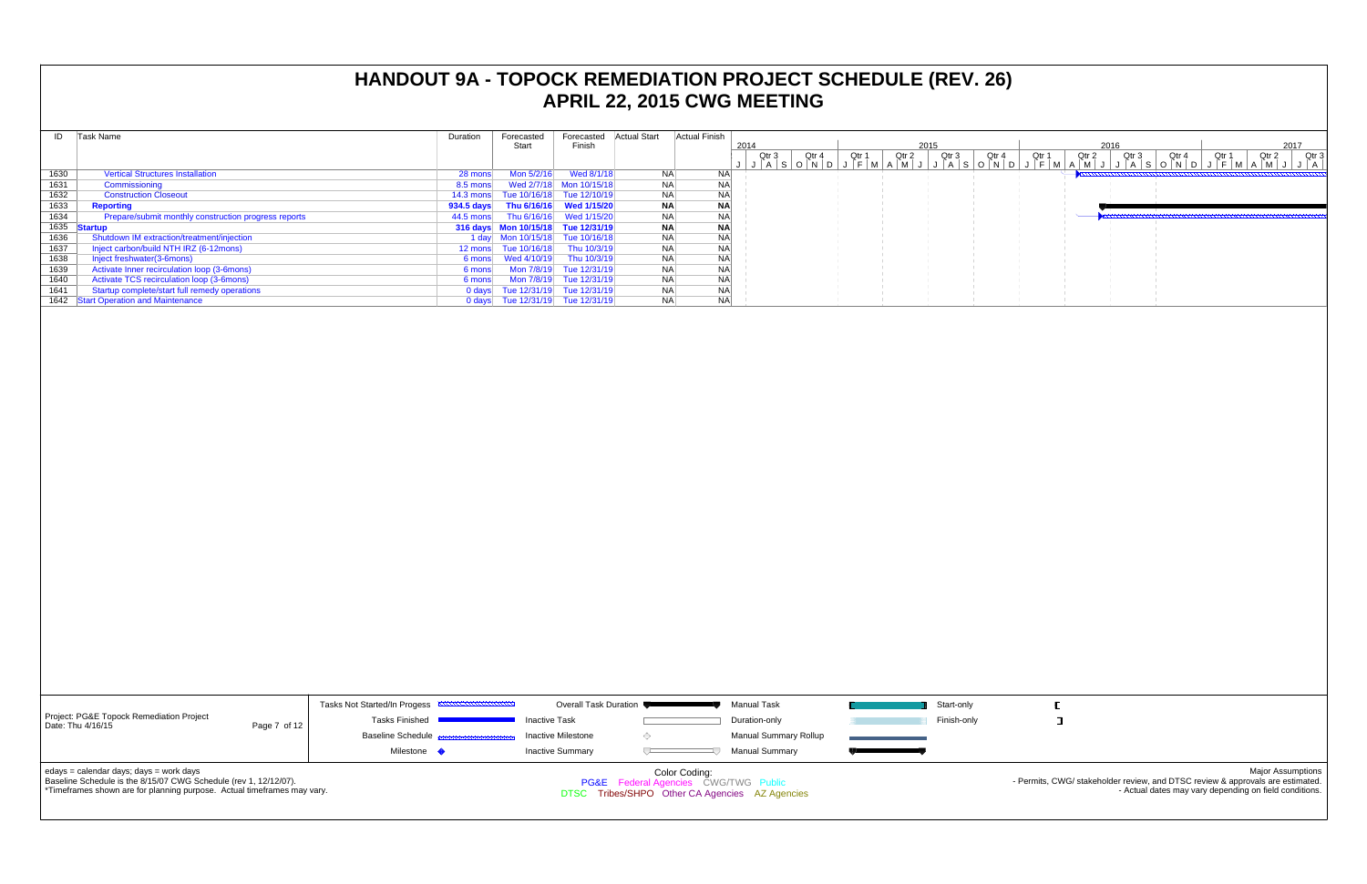# HANDOUT 9A - TOPOCK REMEDIATION PROJECT SCHEDULE (REV. 26)
# APRIL 22, 2015 CWG MEETING

| ID | Task Name | Duration | Forecasted Start | Forecasted Finish | Actual Start | Actual Finish |
|---|---|---|---|---|---|---|
| 1630 | Vertical Structures Installation | 28 mons | Mon 5/2/16 | Wed 8/1/18 | NA | NA |
| 1631 | Commissioning | 8.5 mons | Wed 2/7/18 | Mon 10/15/18 | NA | NA |
| 1632 | Construction Closeout | 14.3 mons | Tue 10/16/18 | Tue 12/10/19 | NA | NA |
| 1633 | **Reporting** | **934.5 days** | **Thu 6/16/16** | **Wed 1/15/20** | **NA** | **NA** |
| 1634 | Prepare/submit monthly construction progress reports | 44.5 mons | Thu 6/16/16 | Wed 1/15/20 | NA | NA |
| 1635 | **Startup** | **316 days** | **Mon 10/15/18** | **Tue 12/31/19** | **NA** | **NA** |
| 1636 | Shutdown IM extraction/treatment/injection | 1 day | Mon 10/15/18 | Tue 10/16/18 | NA | NA |
| 1637 | Inject carbon/build NTH IRZ (6-12mons) | 12 mons | Tue 10/16/18 | Thu 10/3/19 | NA | NA |
| 1638 | Inject freshwater(3-6mons) | 6 mons | Wed 4/10/19 | Thu 10/3/19 | NA | NA |
| 1639 | Activate Inner recirculation loop (3-6mons) | 6 mons | Mon 7/8/19 | Tue 12/31/19 | NA | NA |
| 1640 | Activate TCS recirculation loop (3-6mons) | 6 mons | Mon 7/8/19 | Tue 12/31/19 | NA | NA |
| 1641 | Startup complete/start full remedy operations | 0 days | Tue 12/31/19 | Tue 12/31/19 | NA | NA |
| 1642 | Start Operation and Maintenance | 0 days | Tue 12/31/19 | Tue 12/31/19 | NA | NA |

2014 Qtr 3 Qtr 4 | 2015 Qtr 1 Qtr 2 Qtr 3 Qtr 4 | 2016 Qtr 1 Qtr 2 Qtr 3 Qtr 4 | 2017 Qtr 1 Qtr 2 Qtr 3

Project: PG&E Topock Remediation Project
Date: Thu 4/16/15

Tasks Not Started/In Progess | Tasks Finished | Baseline Schedule | Milestone | Overall Task Duration | Inactive Task | Inactive Milestone | Inactive Summary | Manual Task | Duration-only | Manual Summary Rollup | Manual Summary | Start-only | Finish-only

edays = calendar days; days = work days
Baseline Schedule is the 8/15/07 CWG Schedule (rev 1, 12/12/07).
*Timeframes shown are for planning purpose. Actual timeframes may vary.

Color Coding:
PG&E Federal Agencies CWG/TWG Public
DTSC Tribes/SHPO Other CA Agencies AZ Agencies

Major Assumptions
- Permits, CWG/ stakeholder review, and DTSC review & approvals are estimated.
- Actual dates may vary depending on field conditions.